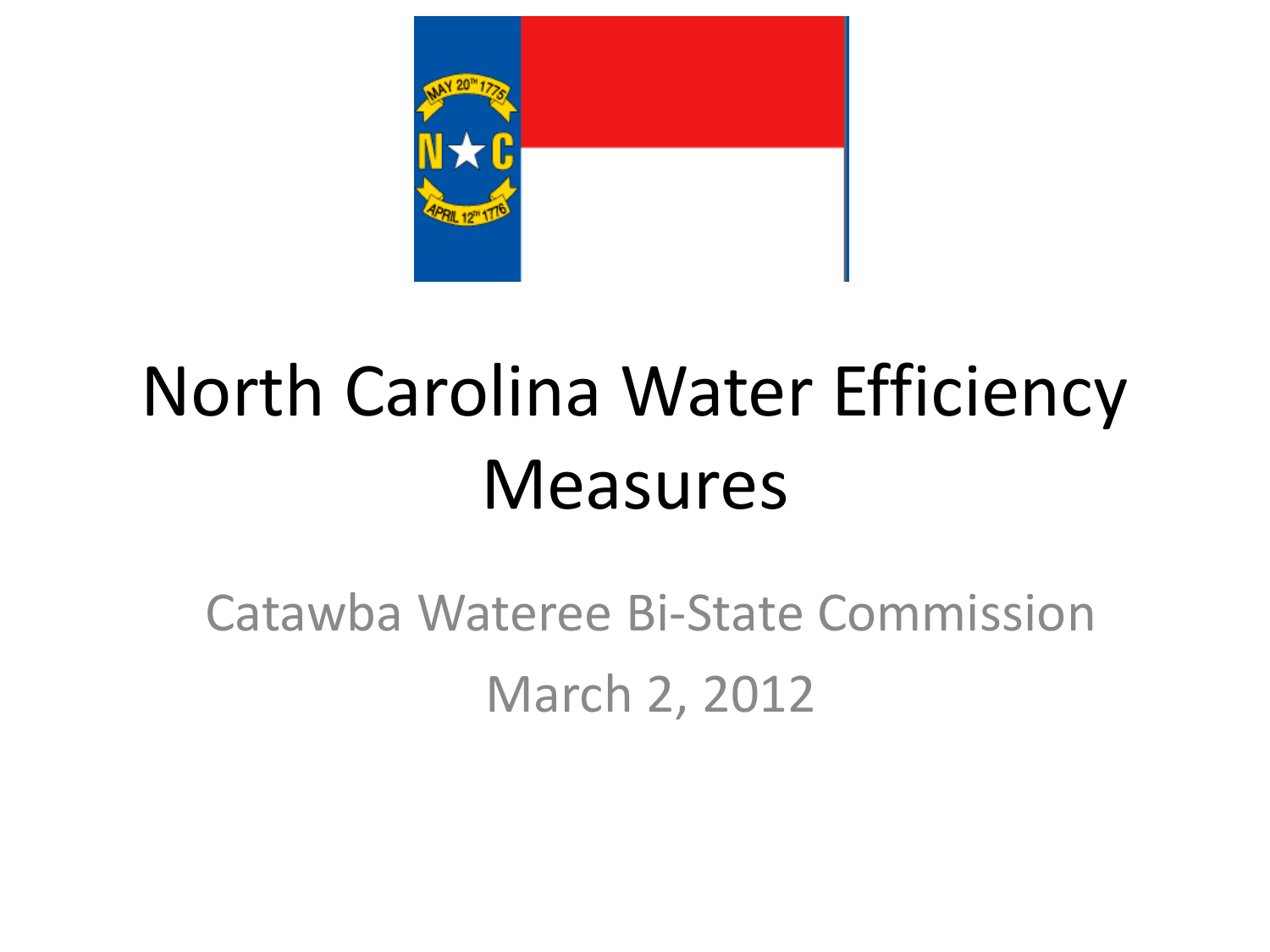# North Carolina Water Efficiency Measures

Catawba Wateree Bi-State Commission

March 2, 2012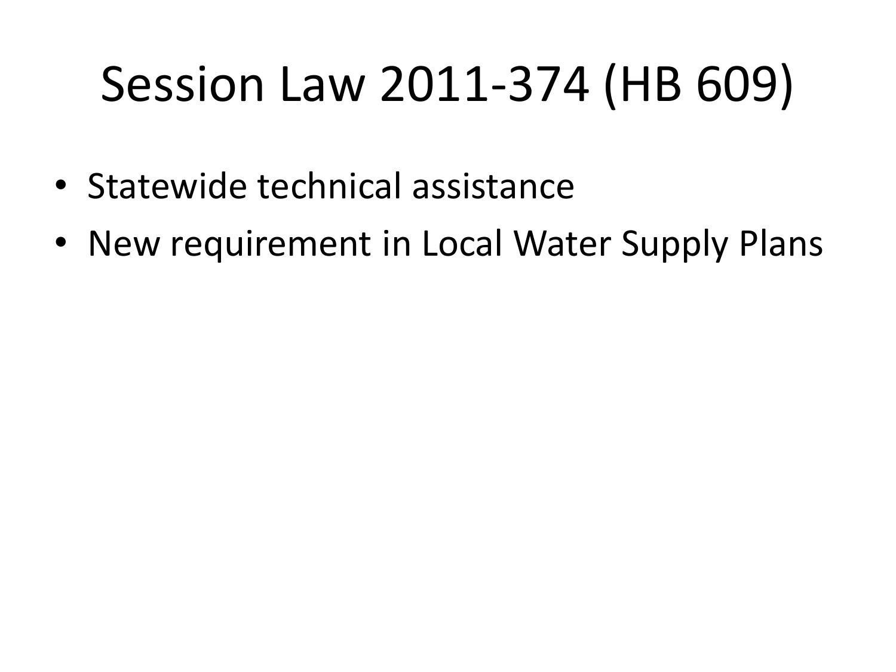# Session Law 2011-374 (HB 609)

- Statewide technical assistance
- New requirement in Local Water Supply Plans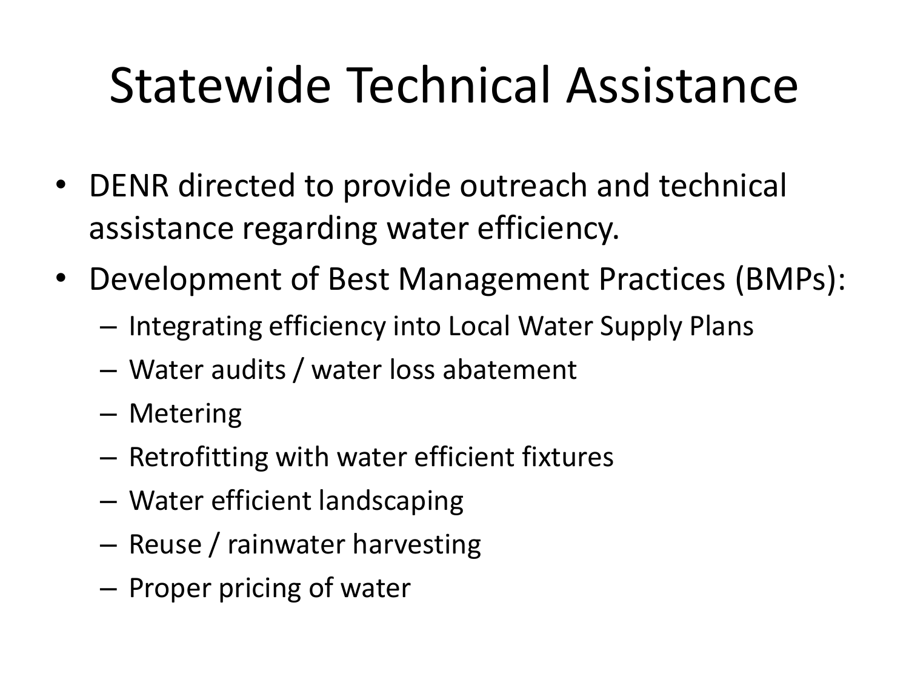# Statewide Technical Assistance

- DENR directed to provide outreach and technical assistance regarding water efficiency.
- Development of Best Management Practices (BMPs):
  - Integrating efficiency into Local Water Supply Plans
  - Water audits / water loss abatement
  - Metering
  - Retrofitting with water efficient fixtures
  - Water efficient landscaping
  - Reuse / rainwater harvesting
  - Proper pricing of water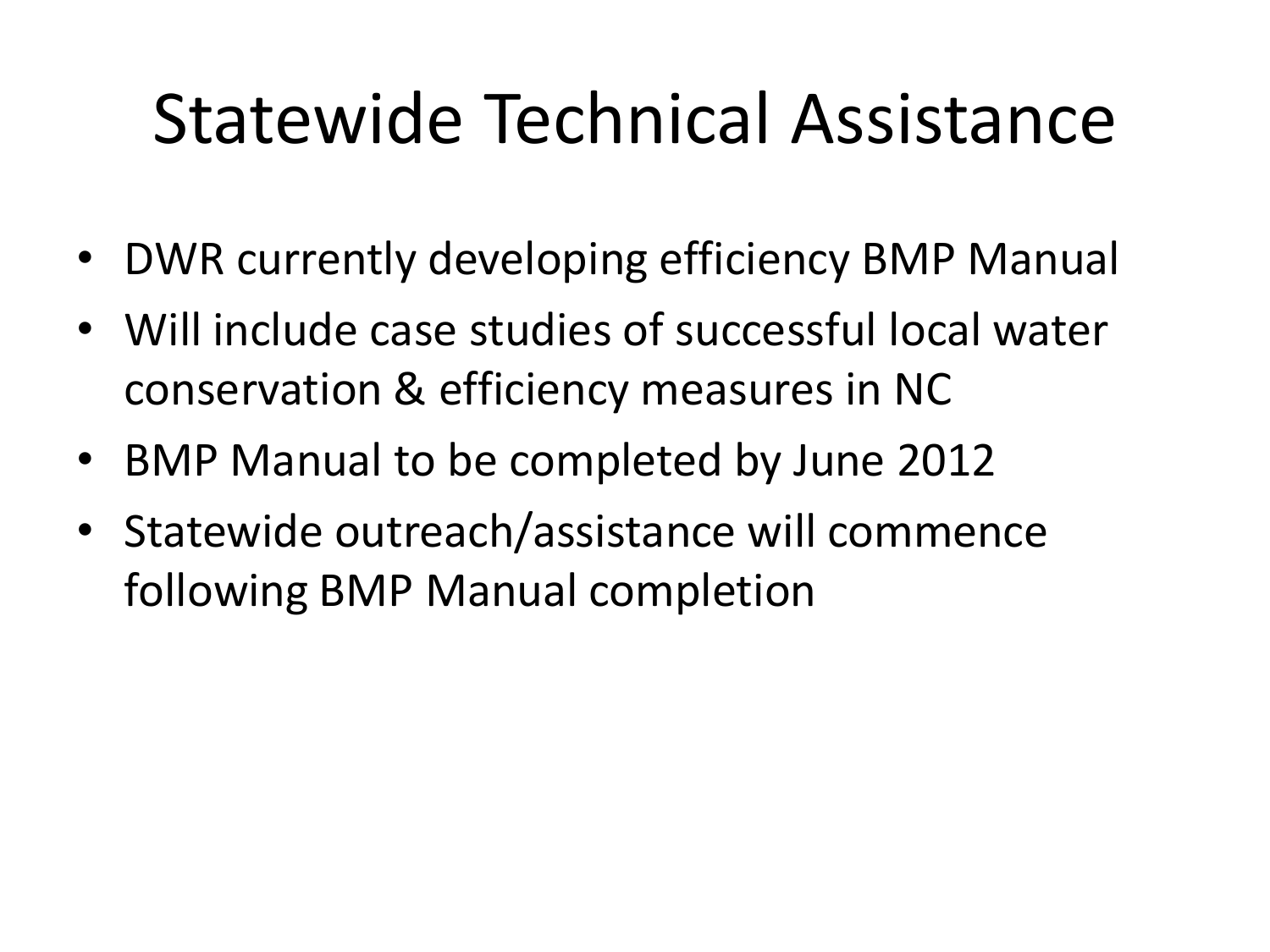# Statewide Technical Assistance

- DWR currently developing efficiency BMP Manual
- Will include case studies of successful local water conservation & efficiency measures in NC
- BMP Manual to be completed by June 2012
- Statewide outreach/assistance will commence following BMP Manual completion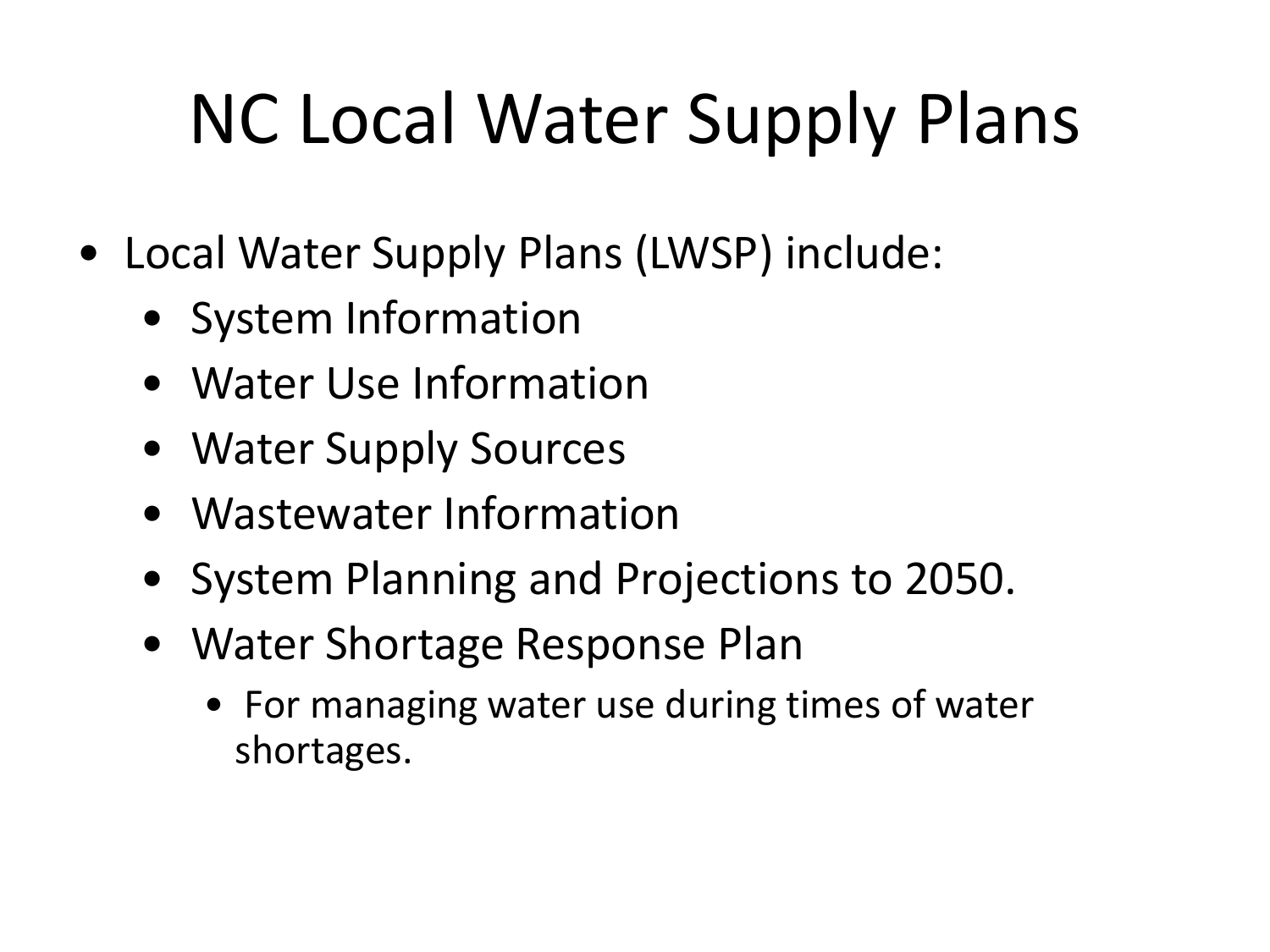# NC Local Water Supply Plans

- Local Water Supply Plans (LWSP) include:
  - System Information
  - Water Use Information
  - Water Supply Sources
  - Wastewater Information
  - System Planning and Projections to 2050.
  - Water Shortage Response Plan
    - For managing water use during times of water shortages.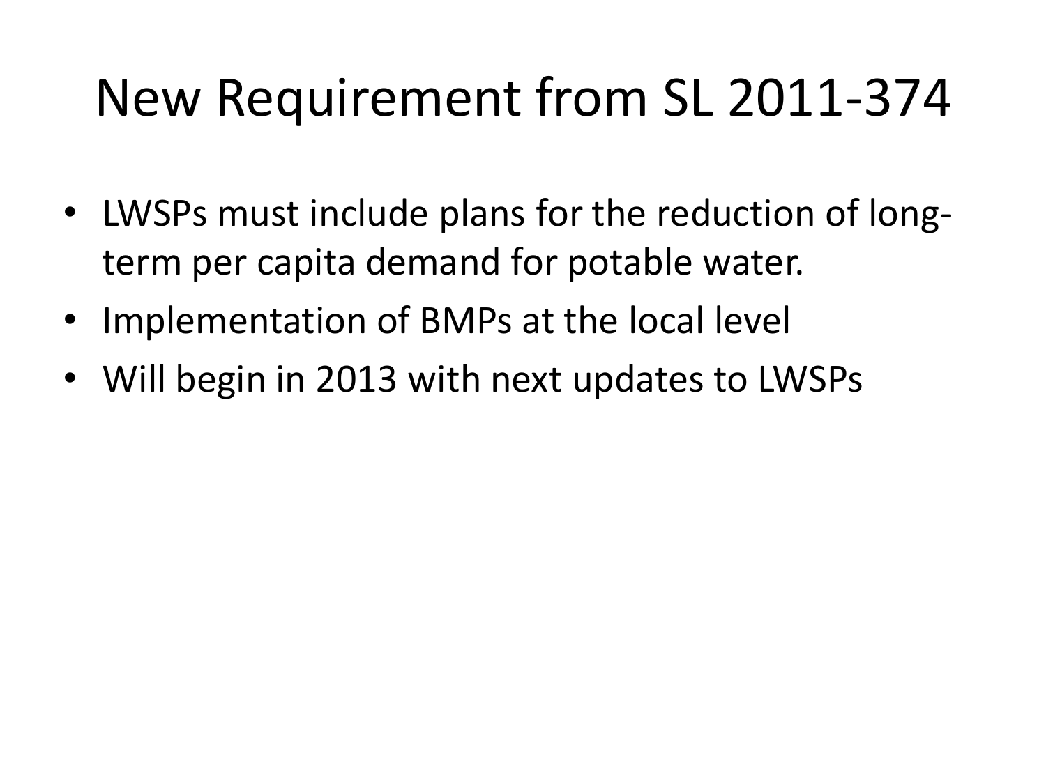# New Requirement from SL 2011-374

- LWSPs must include plans for the reduction of long-term per capita demand for potable water.
- Implementation of BMPs at the local level
- Will begin in 2013 with next updates to LWSPs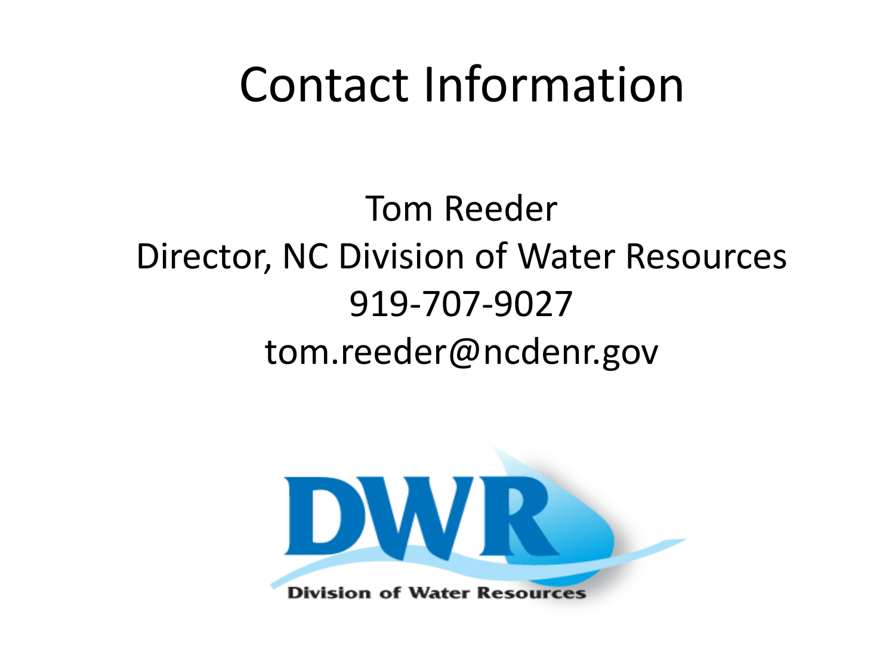# Contact Information

Tom Reeder
Director, NC Division of Water Resources
919-707-9027
tom.reeder@ncdenr.gov

DWR
Division of Water Resources